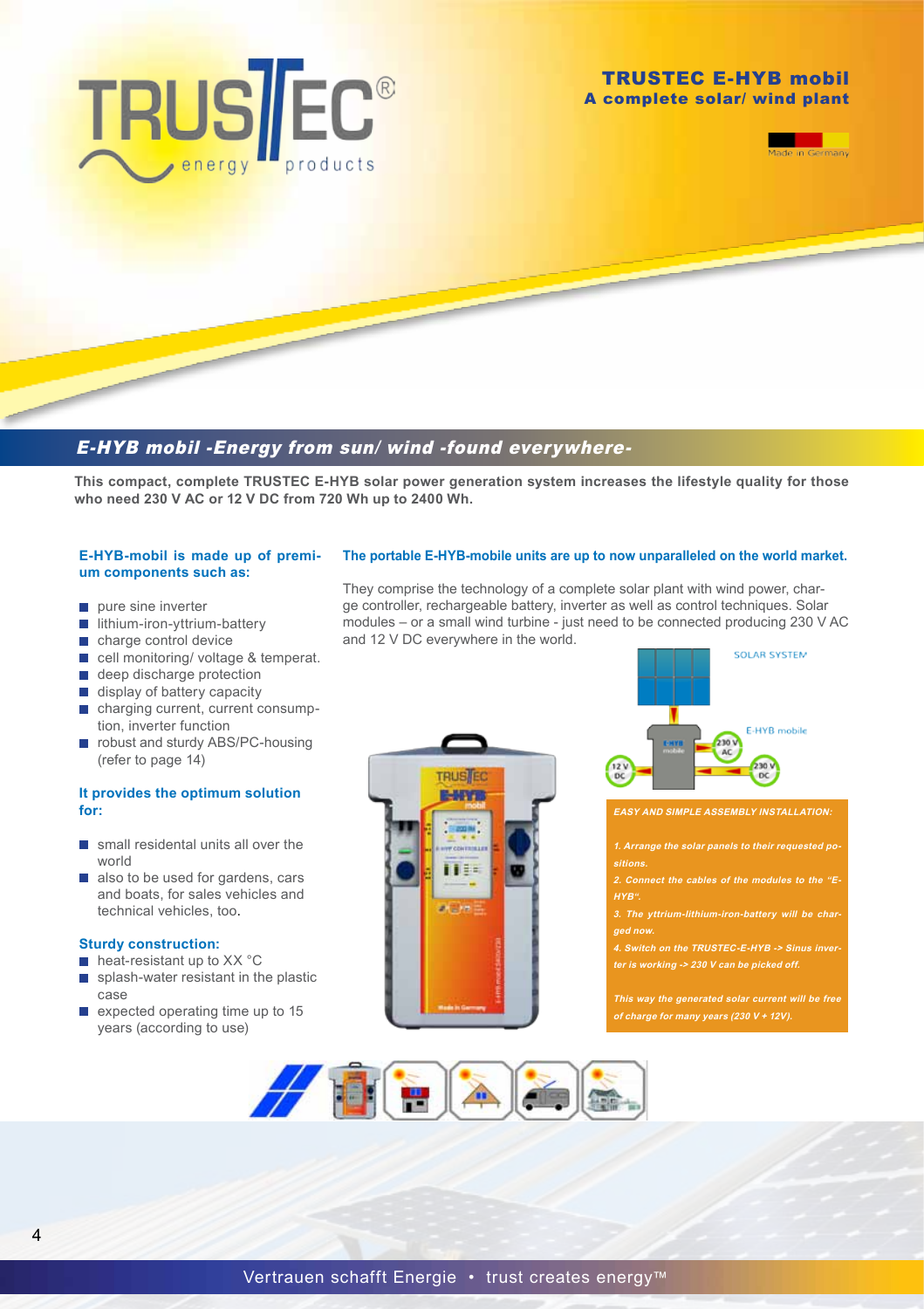# TRUSTEC E-HYB mobil

**A complete solar/ wind plant**

Made in Germany

## *E-HYB mobil -Energy from sun/ wind -found everywhere-*

**This compact, complete TRUSTEC E-HYB solar power generation system increases the lifestyle quality for those who need 230 V AC or 12 V DC from 720 Wh up to 2400 Wh.**

### E-HYB-mobil is made up of premium components such as:

- pure sine inverter
- lithium-iron-yttrium-battery
- charge control device
- cell monitoring/ voltage & temperat.
- deep discharge protection
- display of battery capacity
- charging current, current consumption, inverter function
- robust and sturdy ABS/PC-housing (refer to page 14)

### It provides the optimum solution for:

- small residental units all over the world
- also to be used for gardens, cars and boats, for sales vehicles and technical vehicles, too.

### Sturdy construction:

- heat-resistant up to XX °C
- splash-water resistant in the plastic case
- expected operating time up to 15 years (according to use)

### The portable E-HYB-mobile units are up to now unparalleled on the world market.

They comprise the technology of a complete solar plant with wind power, charge controller, rechargeable battery, inverter as well as control techniques. Solar modules – or a small wind turbine - just need to be connected producing 230 V AC and 12 V DC everywhere in the world.

SOLAR SYSTEM

E-HYB mobile

230 V AC

12 V DC

230 V DC

***EASY AND SIMPLE ASSEMBLY INSTALLATION:***

*1. Arrange the solar panels to their requested positions.*

*2. Connect the cables of the modules to the "E-HYB".*

*3. The yttrium-lithium-iron-battery will be charged now.*

*4. Switch on the TRUSTEC-E-HYB -> Sinus inverter is working -> 230 V can be picked off.*

*This way the generated solar current will be free of charge for many years (230 V + 12V).*

Vertrauen schafft Energie • trust creates energy™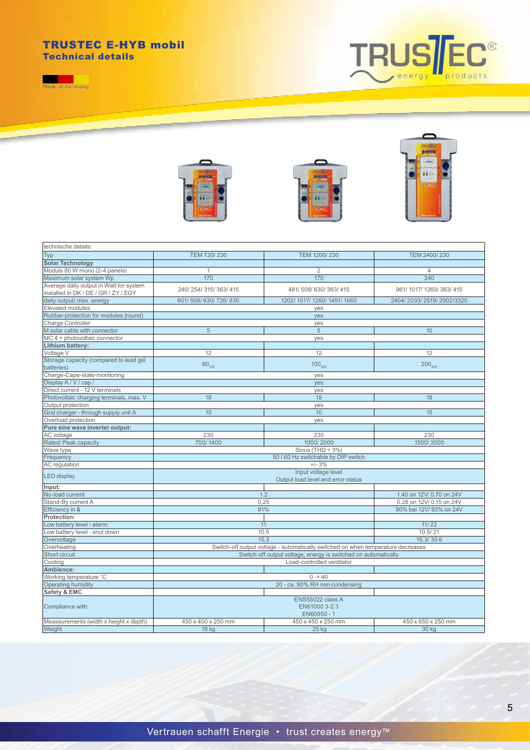# TRUSTEC E-HYB mobil

## Technical details

Made in Germany

| technische details: | | | |
|---|---|---|---|
| Typ | TEM 720/ 230 | TEM 1200/ 230 | TEM 2400/ 230 |
| **Solar Technology** | | | |
| Moduls 80 W mono (2-4 panels) | 1 | 2 | 4 |
| Maximum solar system Wp | 170 | 170 | 340 |
| Average daily output in Watt for system installed in DK / DE / GR / ZY / EGY | 240/ 254/ 315/ 363/ 415 | 481/ 508/ 630/ 363/ 415 | 961/ 1017/ 1260/ 363/ 415 |
| daily output/ max. energy | 601/ 508/ 630/ 726/ 830 | 1202/ 1017/ 1260/ 1451/ 1660 | 2404/ 2033/ 2519/ 2902/3320 |
| Elevated modules | yes | | |
| Rubber-protection for modules (round) | yes | | |
| Charge Controller | yes | | |
| M solar cable with connector | 5 | 5 | 10 |
| MC 4 + photovoltaic connector | yes | | |
| **Lithium battery:** | | | |
| Voltage V | 12 | 12 | 12 |
| Storage capacity (compared to lead gel batteries) | $60_{120}$ | $100_{200}$ | $200_{400}$ |
| Charge-Cape-state-monitoring | yes | | |
| Display A / V / cap / | yes | | |
| Direct current - 12 V terminals | yes | | |
| Photovoltaic charging terminals, max. V | 18 | 18 | 18 |
| Output protection | yes | | |
| Grid charger - through supply unit A | 10 | 10 | 15 |
| Overload protection | yes | | |
| **Pure sine wave inverter output:** | | | |
| AC voltage | 230 | 230 | 230 |
| Rated/ Peak capacity | 700/ 1400 | 1000/ 2000 | 1500/ 3000 |
| Wave type | Sinus (THD < 3%) | | |
| Frequency | 50 / 60 Hz switchable by DIP switch | | |
| AC regulation | +/- 3% | | |
| LED display | Input voltage level Output load level and error status | | |
| **Input:** | | | |
| No-load current | 1.2 | | 1.40 on 12V/ 0.70 on 24V |
| Stand-By current A | 0,25 | | 0.28 on 12V/ 0.15 on 24V |
| Efficiency in & | 91% | | 90% bei 12V/ 93% on 24V |
| **Protection:** | | | |
| Low battery level - alarm: | 11 | | 11/ 22 |
| Low battery level - shut down | 10.5 | | 10.5/ 21 |
| Overvoltage | 15.3 | | 15.3/ 30.6 |
| Overheating | Switch-off output voltage - automatically switched on when temperature decreases | | |
| Short circuit | Switch-off output voltage, energy is switched on automatically | | |
| Cooling | Load-controlled ventilator | | |
| **Ambience:** | | | |
| Working temperature °C | 0 -+ 40 | | |
| Operating humidity | 20 - ca. 90% RH non condensing | | |
| **Safety & EMC** | | | |
| Compliance with: | ENS55022 class A EN61000 3-2.3 EN60950 - 1 | | |
| Measurements (width x height x depth) | 450 x 400 x 250 mm | 450 x 450 x 250 mm | 450 x 650 x 250 mm |
| Weight | 18 kg | 25 kg | 30 kg |

Vertrauen schafft Energie • trust creates energy™